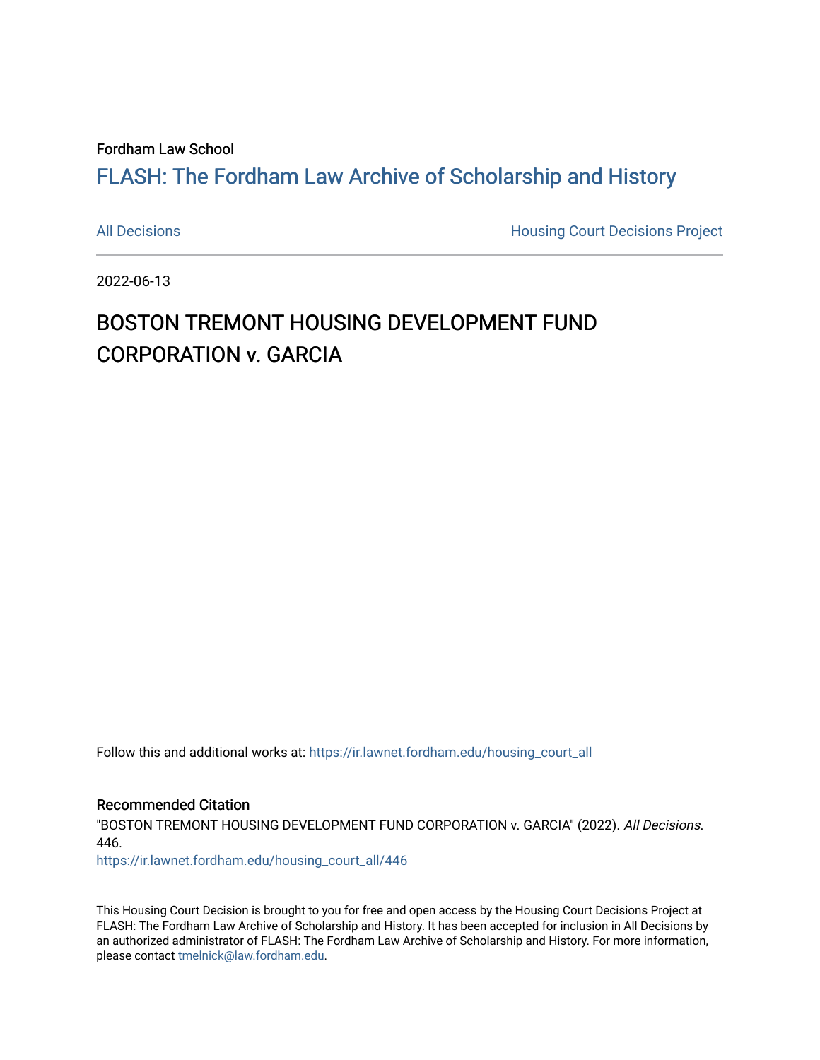Fordham Law School

# FLASH: The Fordham Law Archive of Scholarship and History

All Decisions | Housing Court Decisions Project

2022-06-13

## BOSTON TREMONT HOUSING DEVELOPMENT FUND CORPORATION v. GARCIA

Follow this and additional works at: https://ir.lawnet.fordham.edu/housing_court_all

### Recommended Citation

"BOSTON TREMONT HOUSING DEVELOPMENT FUND CORPORATION v. GARCIA" (2022). *All Decisions*. 446.
https://ir.lawnet.fordham.edu/housing_court_all/446

This Housing Court Decision is brought to you for free and open access by the Housing Court Decisions Project at FLASH: The Fordham Law Archive of Scholarship and History. It has been accepted for inclusion in All Decisions by an authorized administrator of FLASH: The Fordham Law Archive of Scholarship and History. For more information, please contact tmelnick@law.fordham.edu.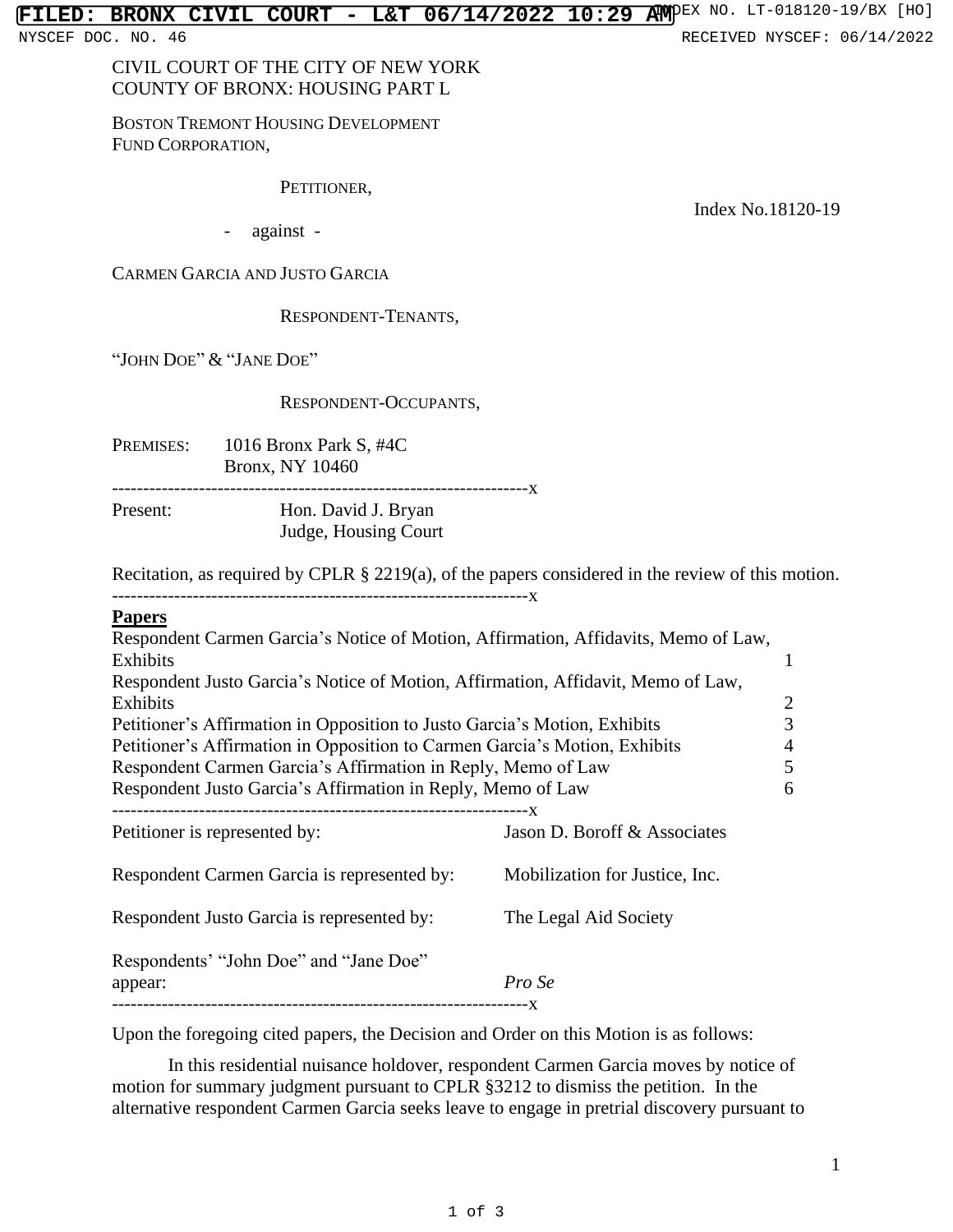CIVIL COURT OF THE CITY OF NEW YORK
COUNTY OF BRONX: HOUSING PART L

BOSTON TREMONT HOUSING DEVELOPMENT FUND CORPORATION,

PETITIONER,

Index No.18120-19

- against -

CARMEN GARCIA AND JUSTO GARCIA

RESPONDENT-TENANTS,

"JOHN DOE" & "JANE DOE"

RESPONDENT-OCCUPANTS,

PREMISES: 1016 Bronx Park S, #4C
Bronx, NY 10460

---

Present: Hon. David J. Bryan
Judge, Housing Court

Recitation, as required by CPLR § 2219(a), of the papers considered in the review of this motion.

---

| **Papers** | |
|---|---|
| Respondent Carmen Garcia's Notice of Motion, Affirmation, Affidavits, Memo of Law, Exhibits | 1 |
| Respondent Justo Garcia's Notice of Motion, Affirmation, Affidavit, Memo of Law, Exhibits | 2 |
| Petitioner's Affirmation in Opposition to Justo Garcia's Motion, Exhibits | 3 |
| Petitioner's Affirmation in Opposition to Carmen Garcia's Motion, Exhibits | 4 |
| Respondent Carmen Garcia's Affirmation in Reply, Memo of Law | 5 |
| Respondent Justo Garcia's Affirmation in Reply, Memo of Law | 6 |

| | |
|---|---|
| Petitioner is represented by: | Jason D. Boroff & Associates |
| Respondent Carmen Garcia is represented by: | Mobilization for Justice, Inc. |
| Respondent Justo Garcia is represented by: | The Legal Aid Society |
| Respondents' "John Doe" and "Jane Doe" appear: | *Pro Se* |

Upon the foregoing cited papers, the Decision and Order on this Motion is as follows:

In this residential nuisance holdover, respondent Carmen Garcia moves by notice of motion for summary judgment pursuant to CPLR §3212 to dismiss the petition. In the alternative respondent Carmen Garcia seeks leave to engage in pretrial discovery pursuant to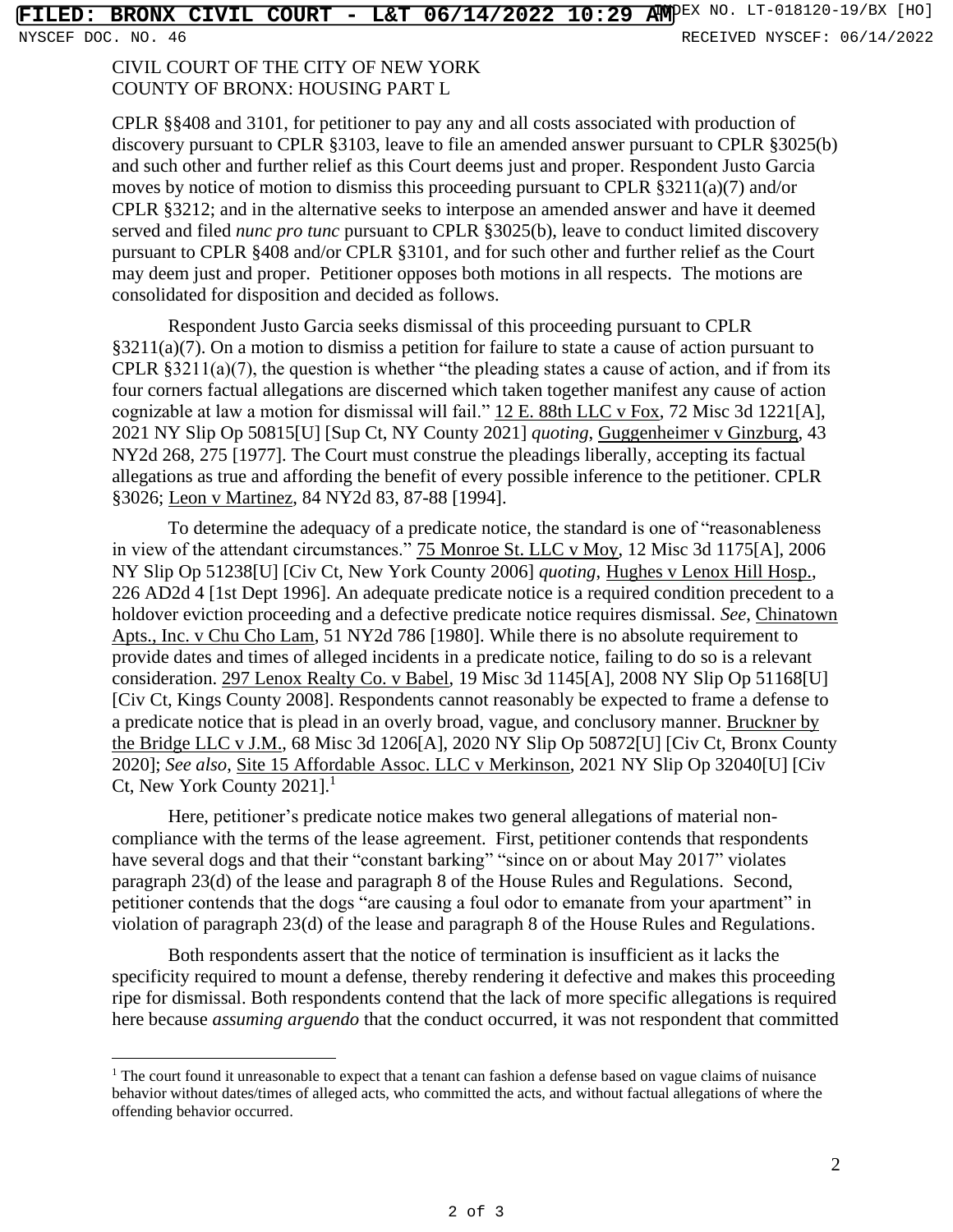CIVIL COURT OF THE CITY OF NEW YORK
COUNTY OF BRONX: HOUSING PART L

CPLR §§408 and 3101, for petitioner to pay any and all costs associated with production of discovery pursuant to CPLR §3103, leave to file an amended answer pursuant to CPLR §3025(b) and such other and further relief as this Court deems just and proper. Respondent Justo Garcia moves by notice of motion to dismiss this proceeding pursuant to CPLR §3211(a)(7) and/or CPLR §3212; and in the alternative seeks to interpose an amended answer and have it deemed served and filed *nunc pro tunc* pursuant to CPLR §3025(b), leave to conduct limited discovery pursuant to CPLR §408 and/or CPLR §3101, and for such other and further relief as the Court may deem just and proper. Petitioner opposes both motions in all respects. The motions are consolidated for disposition and decided as follows.

Respondent Justo Garcia seeks dismissal of this proceeding pursuant to CPLR §3211(a)(7). On a motion to dismiss a petition for failure to state a cause of action pursuant to CPLR §3211(a)(7), the question is whether "the pleading states a cause of action, and if from its four corners factual allegations are discerned which taken together manifest any cause of action cognizable at law a motion for dismissal will fail." 12 E. 88th LLC v Fox, 72 Misc 3d 1221[A], 2021 NY Slip Op 50815[U] [Sup Ct, NY County 2021] *quoting*, Guggenheimer v Ginzburg, 43 NY2d 268, 275 [1977]. The Court must construe the pleadings liberally, accepting its factual allegations as true and affording the benefit of every possible inference to the petitioner. CPLR §3026; Leon v Martinez, 84 NY2d 83, 87-88 [1994].

To determine the adequacy of a predicate notice, the standard is one of "reasonableness in view of the attendant circumstances." 75 Monroe St. LLC v Moy, 12 Misc 3d 1175[A], 2006 NY Slip Op 51238[U] [Civ Ct, New York County 2006] *quoting*, Hughes v Lenox Hill Hosp., 226 AD2d 4 [1st Dept 1996]. An adequate predicate notice is a required condition precedent to a holdover eviction proceeding and a defective predicate notice requires dismissal. *See*, Chinatown Apts., Inc. v Chu Cho Lam, 51 NY2d 786 [1980]. While there is no absolute requirement to provide dates and times of alleged incidents in a predicate notice, failing to do so is a relevant consideration. 297 Lenox Realty Co. v Babel, 19 Misc 3d 1145[A], 2008 NY Slip Op 51168[U] [Civ Ct, Kings County 2008]. Respondents cannot reasonably be expected to frame a defense to a predicate notice that is plead in an overly broad, vague, and conclusory manner. Bruckner by the Bridge LLC v J.M., 68 Misc 3d 1206[A], 2020 NY Slip Op 50872[U] [Civ Ct, Bronx County 2020]; *See also*, Site 15 Affordable Assoc. LLC v Merkinson, 2021 NY Slip Op 32040[U] [Civ Ct, New York County 2021].[1]

Here, petitioner's predicate notice makes two general allegations of material non-compliance with the terms of the lease agreement. First, petitioner contends that respondents have several dogs and that their "constant barking" "since on or about May 2017" violates paragraph 23(d) of the lease and paragraph 8 of the House Rules and Regulations. Second, petitioner contends that the dogs "are causing a foul odor to emanate from your apartment" in violation of paragraph 23(d) of the lease and paragraph 8 of the House Rules and Regulations.

Both respondents assert that the notice of termination is insufficient as it lacks the specificity required to mount a defense, thereby rendering it defective and makes this proceeding ripe for dismissal. Both respondents contend that the lack of more specific allegations is required here because *assuming arguendo* that the conduct occurred, it was not respondent that committed

[1] The court found it unreasonable to expect that a tenant can fashion a defense based on vague claims of nuisance behavior without dates/times of alleged acts, who committed the acts, and without factual allegations of where the offending behavior occurred.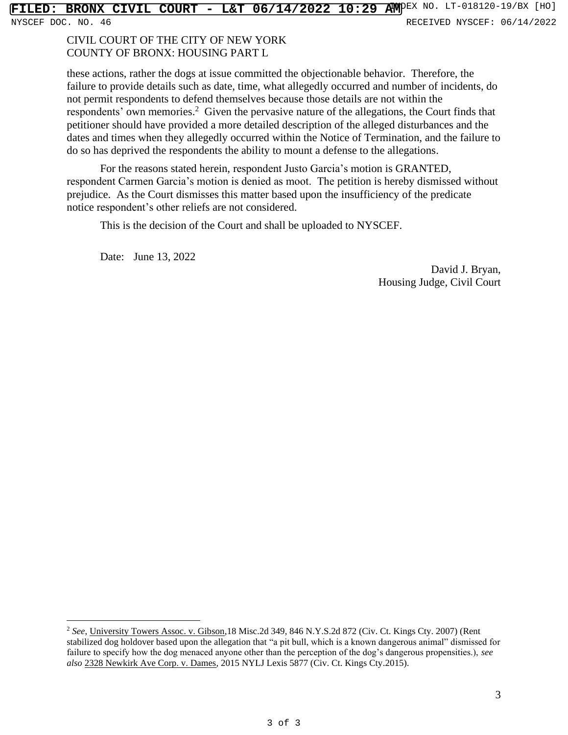CIVIL COURT OF THE CITY OF NEW YORK
COUNTY OF BRONX: HOUSING PART L

these actions, rather the dogs at issue committed the objectionable behavior. Therefore, the failure to provide details such as date, time, what allegedly occurred and number of incidents, do not permit respondents to defend themselves because those details are not within the respondents' own memories.[2] Given the pervasive nature of the allegations, the Court finds that petitioner should have provided a more detailed description of the alleged disturbances and the dates and times when they allegedly occurred within the Notice of Termination, and the failure to do so has deprived the respondents the ability to mount a defense to the allegations.

For the reasons stated herein, respondent Justo Garcia's motion is GRANTED, respondent Carmen Garcia's motion is denied as moot. The petition is hereby dismissed without prejudice. As the Court dismisses this matter based upon the insufficiency of the predicate notice respondent's other reliefs are not considered.

This is the decision of the Court and shall be uploaded to NYSCEF.

Date: June 13, 2022

David J. Bryan,
Housing Judge, Civil Court

---

[2] *See*, University Towers Assoc. v. Gibson,18 Misc.2d 349, 846 N.Y.S.2d 872 (Civ. Ct. Kings Cty. 2007) (Rent stabilized dog holdover based upon the allegation that "a pit bull, which is a known dangerous animal" dismissed for failure to specify how the dog menaced anyone other than the perception of the dog's dangerous propensities.), *see also* 2328 Newkirk Ave Corp. v. Dames, 2015 NYLJ Lexis 5877 (Civ. Ct. Kings Cty.2015).